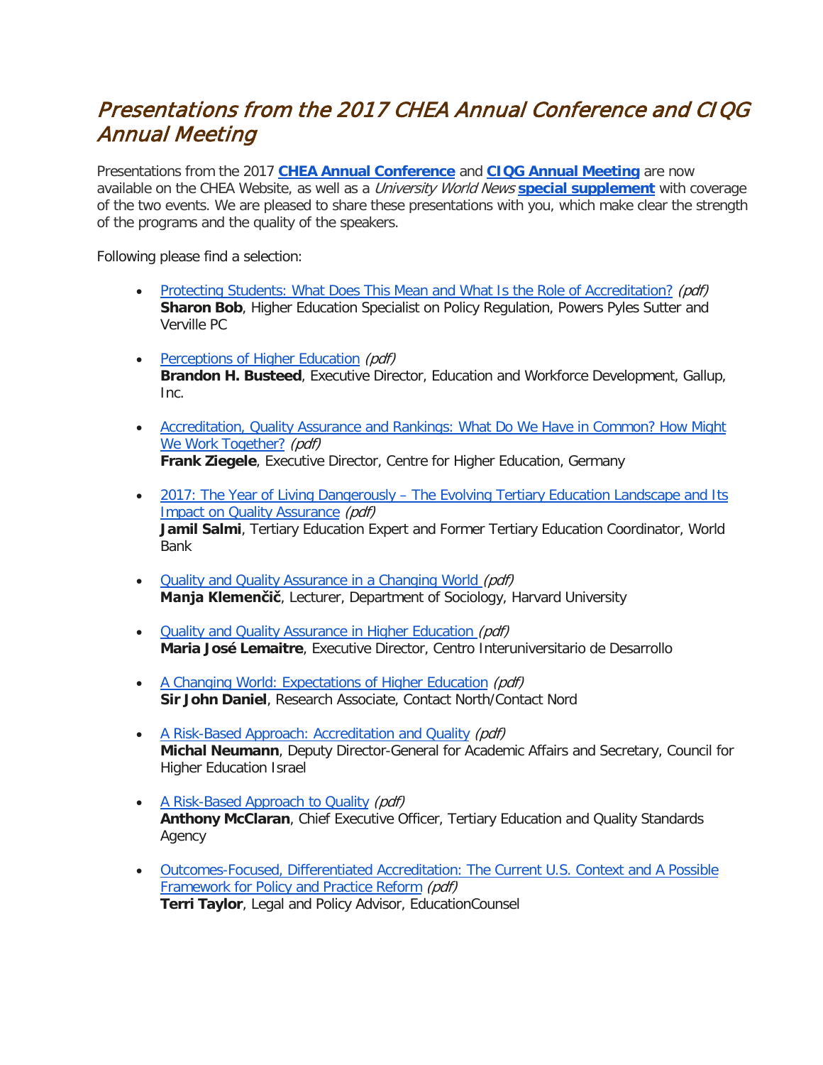# *Presentations from the 2017 CHEA Annual Conference and CIQG Annual Meeting*

Presentations from the 2017 **CHEA Annual Conference** and **CIQG Annual Meeting** are now available on the CHEA Website, as well as a *University World News* **special supplement** with coverage of the two events. We are pleased to share these presentations with you, which make clear the strength of the programs and the quality of the speakers.

Following please find a selection:

- Protecting Students: What Does This Mean and What Is the Role of Accreditation? *(pdf)*
  **Sharon Bob**, Higher Education Specialist on Policy Regulation, Powers Pyles Sutter and Verville PC

- Perceptions of Higher Education *(pdf)*
  **Brandon H. Busteed**, Executive Director, Education and Workforce Development, Gallup, Inc.

- Accreditation, Quality Assurance and Rankings: What Do We Have in Common? How Might We Work Together? *(pdf)*
  **Frank Ziegele**, Executive Director, Centre for Higher Education, Germany

- 2017: The Year of Living Dangerously – The Evolving Tertiary Education Landscape and Its Impact on Quality Assurance *(pdf)*
  **Jamil Salmi**, Tertiary Education Expert and Former Tertiary Education Coordinator, World Bank

- Quality and Quality Assurance in a Changing World *(pdf)*
  **Manja Klemenčič**, Lecturer, Department of Sociology, Harvard University

- Quality and Quality Assurance in Higher Education *(pdf)*
  **Maria José Lemaitre**, Executive Director, Centro Interuniversitario de Desarrollo

- A Changing World: Expectations of Higher Education *(pdf)*
  **Sir John Daniel**, Research Associate, Contact North/Contact Nord

- A Risk-Based Approach: Accreditation and Quality *(pdf)*
  **Michal Neumann**, Deputy Director-General for Academic Affairs and Secretary, Council for Higher Education Israel

- A Risk-Based Approach to Quality *(pdf)*
  **Anthony McClaran**, Chief Executive Officer, Tertiary Education and Quality Standards Agency

- Outcomes-Focused, Differentiated Accreditation: The Current U.S. Context and A Possible Framework for Policy and Practice Reform *(pdf)*
  **Terri Taylor**, Legal and Policy Advisor, EducationCounsel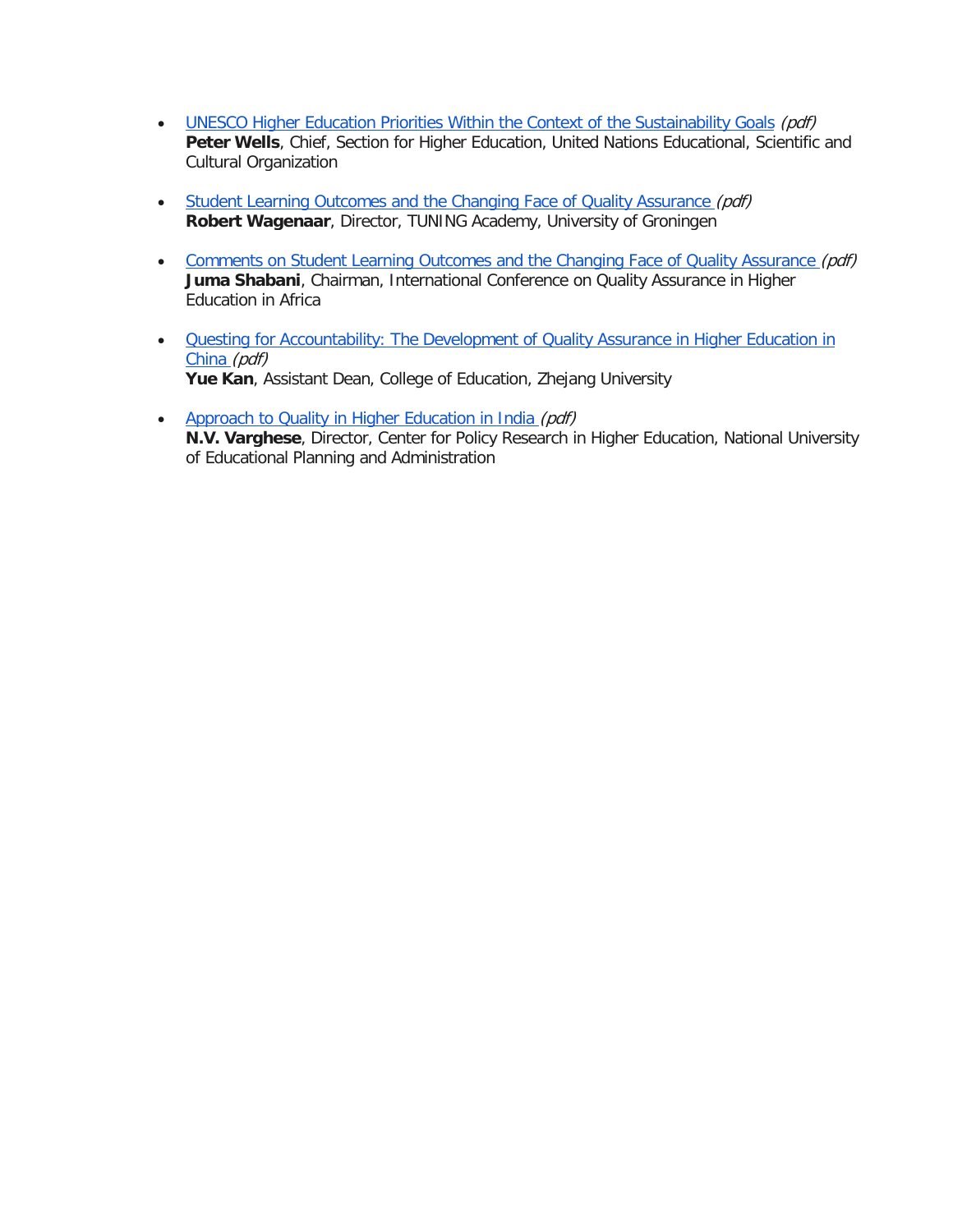- UNESCO Higher Education Priorities Within the Context of the Sustainability Goals *(pdf)*
  **Peter Wells**, Chief, Section for Higher Education, United Nations Educational, Scientific and Cultural Organization

- Student Learning Outcomes and the Changing Face of Quality Assurance *(pdf)*
  **Robert Wagenaar**, Director, TUNING Academy, University of Groningen

- Comments on Student Learning Outcomes and the Changing Face of Quality Assurance *(pdf)*
  **Juma Shabani**, Chairman, International Conference on Quality Assurance in Higher Education in Africa

- Questing for Accountability: The Development of Quality Assurance in Higher Education in China *(pdf)*
  **Yue Kan**, Assistant Dean, College of Education, Zhejang University

- Approach to Quality in Higher Education in India *(pdf)*
  **N.V. Varghese**, Director, Center for Policy Research in Higher Education, National University of Educational Planning and Administration